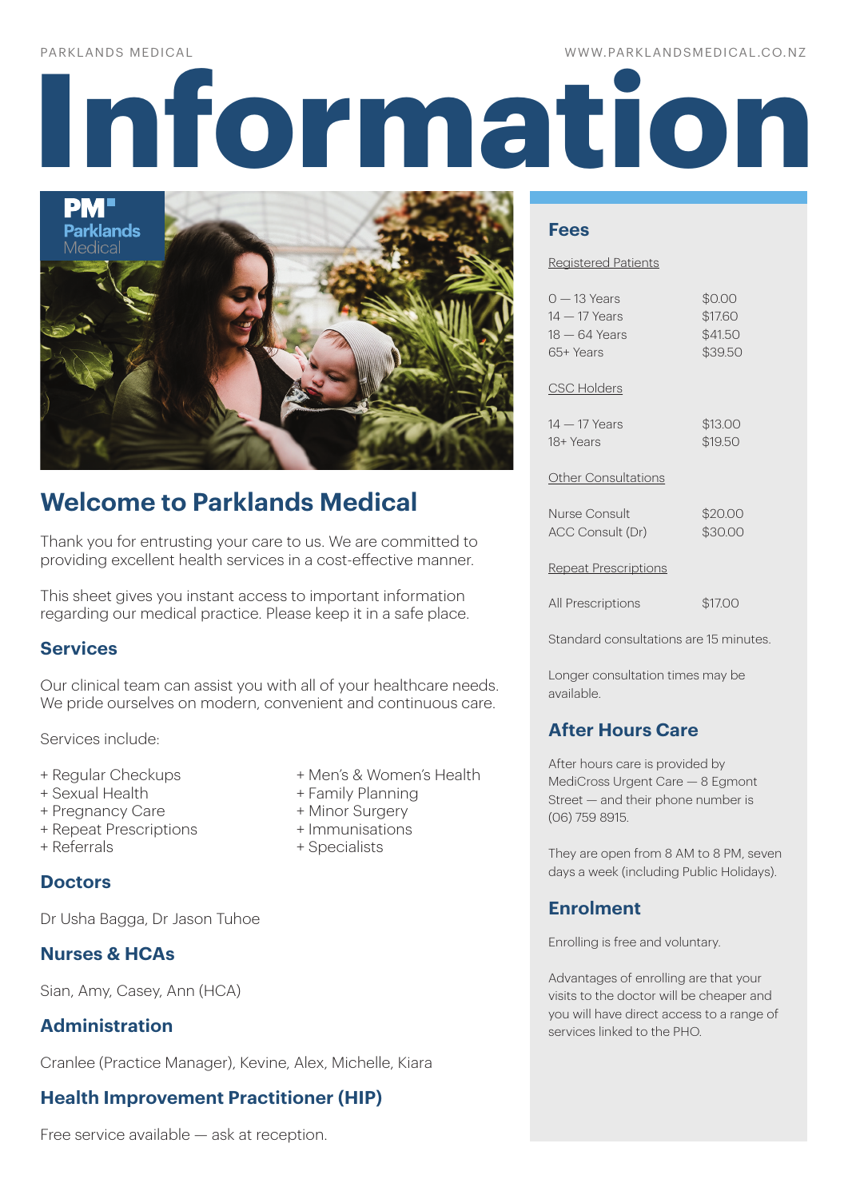# Information

## Welcome to Parklands Medical

Thank you for entrusting your care to us. We are committed to providing excellent health services in a cost-effective manner.

This sheet gives you instant access to important information regarding our medical practice. Please keep it in a safe place.

### Services

Our clinical team can assist you with all of your healthcare needs. We pride ourselves on modern, convenient and continuous care.

Services include:

+ Regular Checkups
+ Sexual Health
+ Pregnancy Care
+ Repeat Prescriptions
+ Referrals
+ Men's & Women's Health
+ Family Planning
+ Minor Surgery
+ Immunisations
+ Specialists

### Doctors

Dr Usha Bagga, Dr Jason Tuhoe

### Nurses & HCAs

Sian, Amy, Casey, Ann (HCA)

### Administration

Cranlee (Practice Manager), Kevine, Alex, Michelle, Kiara

### Health Improvement Practitioner (HIP)

Free service available — ask at reception.

### Fees

Registered Patients

| | |
|---|---|
| 0 — 13 Years | $0.00 |
| 14 — 17 Years | $17.60 |
| 18 — 64 Years | $41.50 |
| 65+ Years | $39.50 |

CSC Holders

| | |
|---|---|
| 14 — 17 Years | $13.00 |
| 18+ Years | $19.50 |

Other Consultations

| | |
|---|---|
| Nurse Consult | $20.00 |
| ACC Consult (Dr) | $30.00 |

Repeat Prescriptions

| | |
|---|---|
| All Prescriptions | $17.00 |

Standard consultations are 15 minutes.

Longer consultation times may be available.

### After Hours Care

After hours care is provided by MediCross Urgent Care — 8 Egmont Street — and their phone number is (06) 759 8915.

They are open from 8 AM to 8 PM, seven days a week (including Public Holidays).

### Enrolment

Enrolling is free and voluntary.

Advantages of enrolling are that your visits to the doctor will be cheaper and you will have direct access to a range of services linked to the PHO.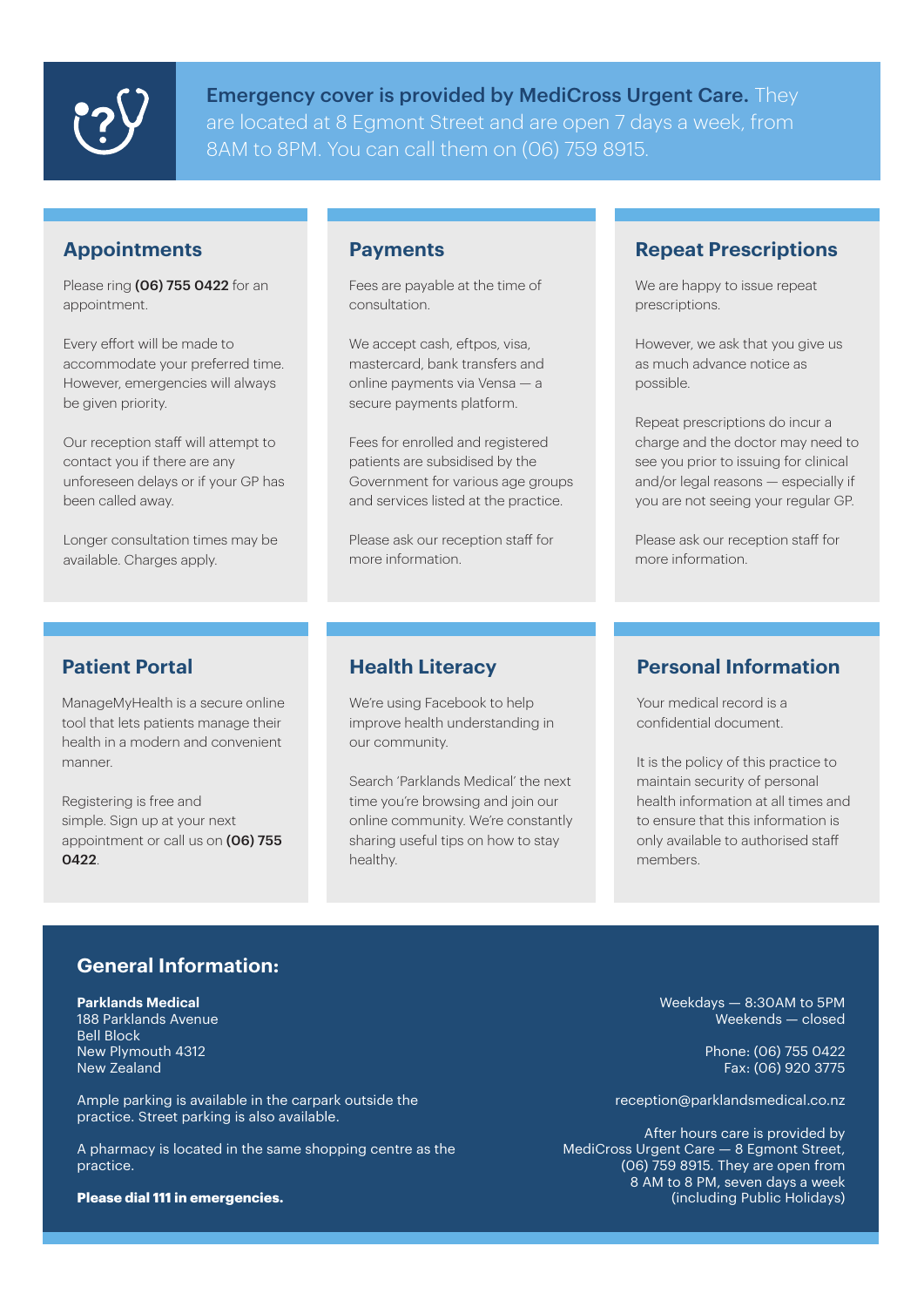**Emergency cover is provided by MediCross Urgent Care.** They are located at 8 Egmont Street and are open 7 days a week, from 8AM to 8PM. You can call them on (06) 759 8915.

## Appointments

Please ring **(06) 755 0422** for an appointment.

Every effort will be made to accommodate your preferred time. However, emergencies will always be given priority.

Our reception staff will attempt to contact you if there are any unforeseen delays or if your GP has been called away.

Longer consultation times may be available. Charges apply.

## Payments

Fees are payable at the time of consultation.

We accept cash, eftpos, visa, mastercard, bank transfers and online payments via Vensa — a secure payments platform.

Fees for enrolled and registered patients are subsidised by the Government for various age groups and services listed at the practice.

Please ask our reception staff for more information.

## Repeat Prescriptions

We are happy to issue repeat prescriptions.

However, we ask that you give us as much advance notice as possible.

Repeat prescriptions do incur a charge and the doctor may need to see you prior to issuing for clinical and/or legal reasons — especially if you are not seeing your regular GP.

Please ask our reception staff for more information.

## Patient Portal

ManageMyHealth is a secure online tool that lets patients manage their health in a modern and convenient manner.

Registering is free and simple. Sign up at your next appointment or call us on **(06) 755 0422**.

## Health Literacy

We're using Facebook to help improve health understanding in our community.

Search 'Parklands Medical' the next time you're browsing and join our online community. We're constantly sharing useful tips on how to stay healthy.

## Personal Information

Your medical record is a confidential document.

It is the policy of this practice to maintain security of personal health information at all times and to ensure that this information is only available to authorised staff members.

## General Information:

**Parklands Medical**
188 Parklands Avenue
Bell Block
New Plymouth 4312
New Zealand

Ample parking is available in the carpark outside the practice. Street parking is also available.

A pharmacy is located in the same shopping centre as the practice.

**Please dial 111 in emergencies.**

Weekdays — 8:30AM to 5PM
Weekends — closed

Phone: (06) 755 0422
Fax: (06) 920 3775

reception@parklandsmedical.co.nz

After hours care is provided by MediCross Urgent Care — 8 Egmont Street, (06) 759 8915. They are open from 8 AM to 8 PM, seven days a week (including Public Holidays)